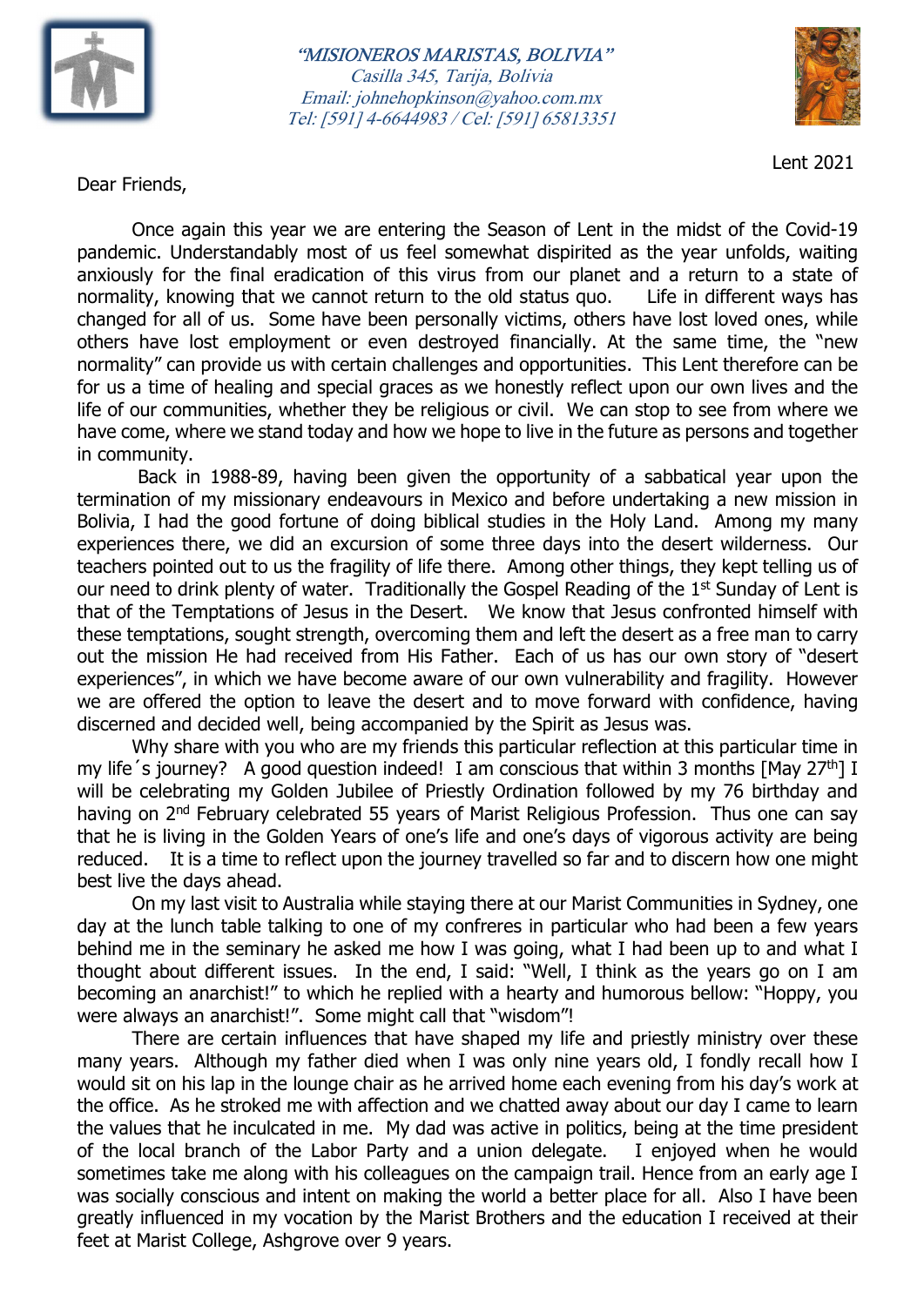*"MISIONEROS MARISTAS, BOLIVIA"*
*Casilla 345, Tarija, Bolivia*
*Email: johnehopkinson@yahoo.com.mx*
*Tel: [591] 4-6644983 / Cel: [591] 65813351*

Lent 2021

Dear Friends,

Once again this year we are entering the Season of Lent in the midst of the Covid-19 pandemic. Understandably most of us feel somewhat dispirited as the year unfolds, waiting anxiously for the final eradication of this virus from our planet and a return to a state of normality, knowing that we cannot return to the old status quo. Life in different ways has changed for all of us. Some have been personally victims, others have lost loved ones, while others have lost employment or even destroyed financially. At the same time, the "new normality" can provide us with certain challenges and opportunities. This Lent therefore can be for us a time of healing and special graces as we honestly reflect upon our own lives and the life of our communities, whether they be religious or civil. We can stop to see from where we have come, where we stand today and how we hope to live in the future as persons and together in community.

Back in 1988-89, having been given the opportunity of a sabbatical year upon the termination of my missionary endeavours in Mexico and before undertaking a new mission in Bolivia, I had the good fortune of doing biblical studies in the Holy Land. Among my many experiences there, we did an excursion of some three days into the desert wilderness. Our teachers pointed out to us the fragility of life there. Among other things, they kept telling us of our need to drink plenty of water. Traditionally the Gospel Reading of the 1st Sunday of Lent is that of the Temptations of Jesus in the Desert. We know that Jesus confronted himself with these temptations, sought strength, overcoming them and left the desert as a free man to carry out the mission He had received from His Father. Each of us has our own story of "desert experiences", in which we have become aware of our own vulnerability and fragility. However we are offered the option to leave the desert and to move forward with confidence, having discerned and decided well, being accompanied by the Spirit as Jesus was.

Why share with you who are my friends this particular reflection at this particular time in my life´s journey? A good question indeed! I am conscious that within 3 months [May 27th] I will be celebrating my Golden Jubilee of Priestly Ordination followed by my 76 birthday and having on 2nd February celebrated 55 years of Marist Religious Profession. Thus one can say that he is living in the Golden Years of one's life and one's days of vigorous activity are being reduced. It is a time to reflect upon the journey travelled so far and to discern how one might best live the days ahead.

On my last visit to Australia while staying there at our Marist Communities in Sydney, one day at the lunch table talking to one of my confreres in particular who had been a few years behind me in the seminary he asked me how I was going, what I had been up to and what I thought about different issues. In the end, I said: "Well, I think as the years go on I am becoming an anarchist!" to which he replied with a hearty and humorous bellow: "Hoppy, you were always an anarchist!". Some might call that "wisdom"!

There are certain influences that have shaped my life and priestly ministry over these many years. Although my father died when I was only nine years old, I fondly recall how I would sit on his lap in the lounge chair as he arrived home each evening from his day's work at the office. As he stroked me with affection and we chatted away about our day I came to learn the values that he inculcated in me. My dad was active in politics, being at the time president of the local branch of the Labor Party and a union delegate. I enjoyed when he would sometimes take me along with his colleagues on the campaign trail. Hence from an early age I was socially conscious and intent on making the world a better place for all. Also I have been greatly influenced in my vocation by the Marist Brothers and the education I received at their feet at Marist College, Ashgrove over 9 years.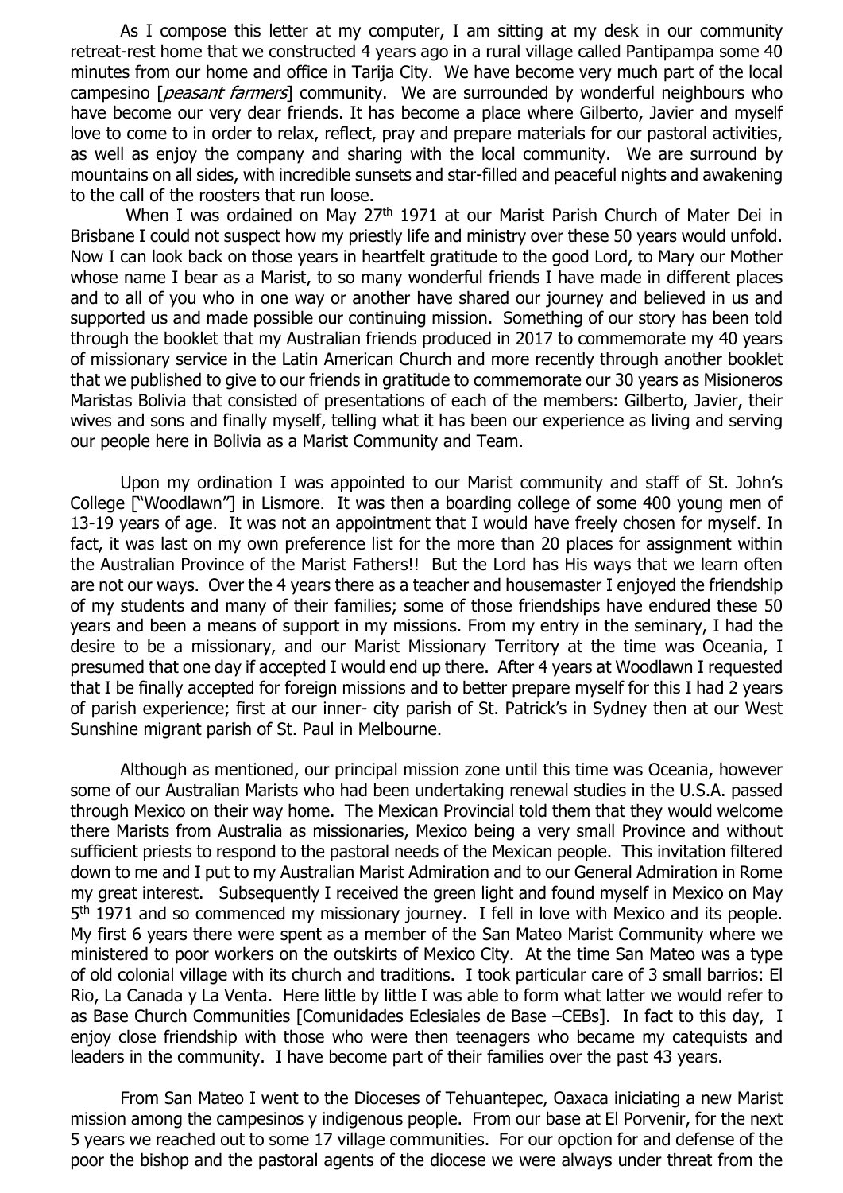As I compose this letter at my computer, I am sitting at my desk in our community retreat-rest home that we constructed 4 years ago in a rural village called Pantipampa some 40 minutes from our home and office in Tarija City. We have become very much part of the local campesino [*peasant farmers*] community. We are surrounded by wonderful neighbours who have become our very dear friends. It has become a place where Gilberto, Javier and myself love to come to in order to relax, reflect, pray and prepare materials for our pastoral activities, as well as enjoy the company and sharing with the local community. We are surround by mountains on all sides, with incredible sunsets and star-filled and peaceful nights and awakening to the call of the roosters that run loose.

When I was ordained on May 27th 1971 at our Marist Parish Church of Mater Dei in Brisbane I could not suspect how my priestly life and ministry over these 50 years would unfold. Now I can look back on those years in heartfelt gratitude to the good Lord, to Mary our Mother whose name I bear as a Marist, to so many wonderful friends I have made in different places and to all of you who in one way or another have shared our journey and believed in us and supported us and made possible our continuing mission. Something of our story has been told through the booklet that my Australian friends produced in 2017 to commemorate my 40 years of missionary service in the Latin American Church and more recently through another booklet that we published to give to our friends in gratitude to commemorate our 30 years as Misioneros Maristas Bolivia that consisted of presentations of each of the members: Gilberto, Javier, their wives and sons and finally myself, telling what it has been our experience as living and serving our people here in Bolivia as a Marist Community and Team.

Upon my ordination I was appointed to our Marist community and staff of St. John's College ["Woodlawn"] in Lismore. It was then a boarding college of some 400 young men of 13-19 years of age. It was not an appointment that I would have freely chosen for myself. In fact, it was last on my own preference list for the more than 20 places for assignment within the Australian Province of the Marist Fathers!! But the Lord has His ways that we learn often are not our ways. Over the 4 years there as a teacher and housemaster I enjoyed the friendship of my students and many of their families; some of those friendships have endured these 50 years and been a means of support in my missions. From my entry in the seminary, I had the desire to be a missionary, and our Marist Missionary Territory at the time was Oceania, I presumed that one day if accepted I would end up there. After 4 years at Woodlawn I requested that I be finally accepted for foreign missions and to better prepare myself for this I had 2 years of parish experience; first at our inner- city parish of St. Patrick's in Sydney then at our West Sunshine migrant parish of St. Paul in Melbourne.

Although as mentioned, our principal mission zone until this time was Oceania, however some of our Australian Marists who had been undertaking renewal studies in the U.S.A. passed through Mexico on their way home. The Mexican Provincial told them that they would welcome there Marists from Australia as missionaries, Mexico being a very small Province and without sufficient priests to respond to the pastoral needs of the Mexican people. This invitation filtered down to me and I put to my Australian Marist Admiration and to our General Admiration in Rome my great interest. Subsequently I received the green light and found myself in Mexico on May 5th 1971 and so commenced my missionary journey. I fell in love with Mexico and its people. My first 6 years there were spent as a member of the San Mateo Marist Community where we ministered to poor workers on the outskirts of Mexico City. At the time San Mateo was a type of old colonial village with its church and traditions. I took particular care of 3 small barrios: El Rio, La Canada y La Venta. Here little by little I was able to form what latter we would refer to as Base Church Communities [Comunidades Eclesiales de Base –CEBs]. In fact to this day, I enjoy close friendship with those who were then teenagers who became my catequists and leaders in the community. I have become part of their families over the past 43 years.

From San Mateo I went to the Dioceses of Tehuantepec, Oaxaca iniciating a new Marist mission among the campesinos y indigenous people. From our base at El Porvenir, for the next 5 years we reached out to some 17 village communities. For our opction for and defense of the poor the bishop and the pastoral agents of the diocese we were always under threat from the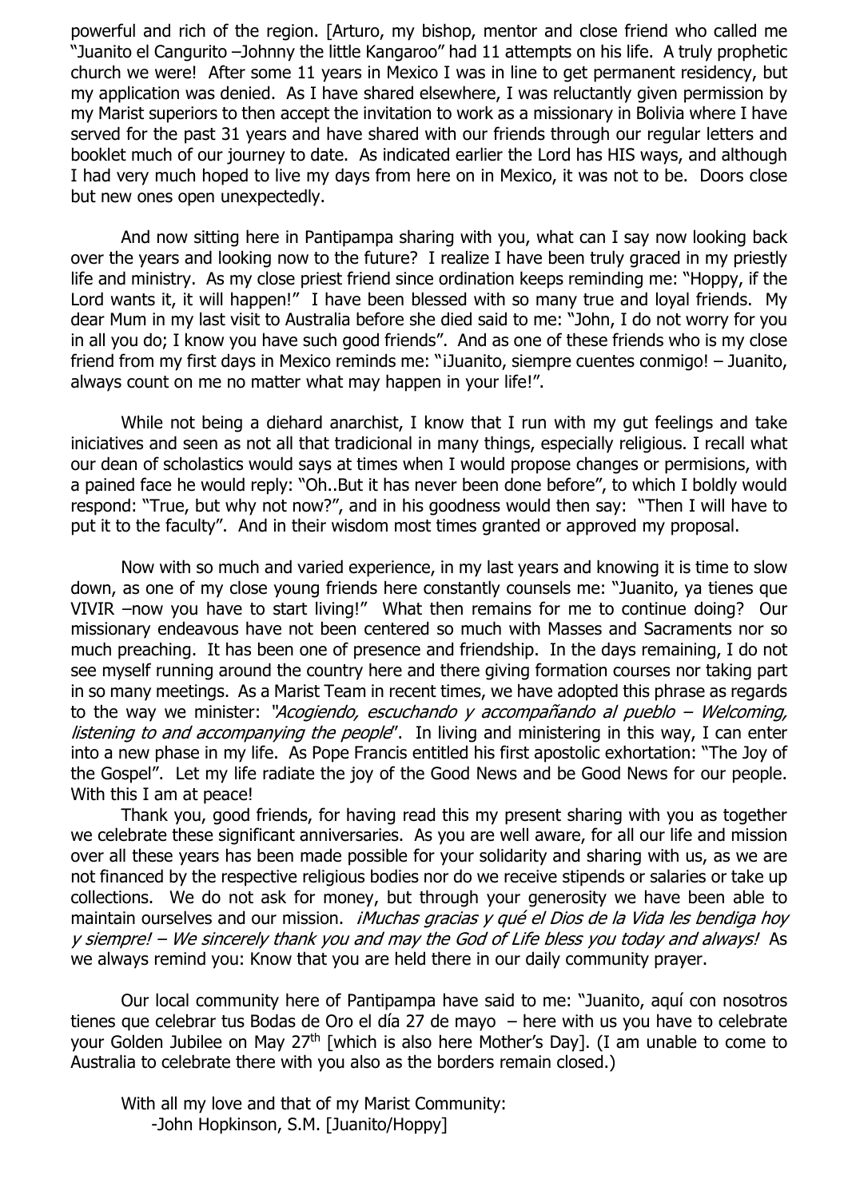powerful and rich of the region. [Arturo, my bishop, mentor and close friend who called me "Juanito el Cangurito –Johnny the little Kangaroo" had 11 attempts on his life. A truly prophetic church we were! After some 11 years in Mexico I was in line to get permanent residency, but my application was denied. As I have shared elsewhere, I was reluctantly given permission by my Marist superiors to then accept the invitation to work as a missionary in Bolivia where I have served for the past 31 years and have shared with our friends through our regular letters and booklet much of our journey to date. As indicated earlier the Lord has HIS ways, and although I had very much hoped to live my days from here on in Mexico, it was not to be. Doors close but new ones open unexpectedly.

And now sitting here in Pantipampa sharing with you, what can I say now looking back over the years and looking now to the future? I realize I have been truly graced in my priestly life and ministry. As my close priest friend since ordination keeps reminding me: "Hoppy, if the Lord wants it, it will happen!" I have been blessed with so many true and loyal friends. My dear Mum in my last visit to Australia before she died said to me: "John, I do not worry for you in all you do; I know you have such good friends". And as one of these friends who is my close friend from my first days in Mexico reminds me: "¡Juanito, siempre cuentes conmigo! – Juanito, always count on me no matter what may happen in your life!".

While not being a diehard anarchist, I know that I run with my gut feelings and take iniciatives and seen as not all that tradicional in many things, especially religious. I recall what our dean of scholastics would says at times when I would propose changes or permisions, with a pained face he would reply: "Oh..But it has never been done before", to which I boldly would respond: "True, but why not now?", and in his goodness would then say: "Then I will have to put it to the faculty". And in their wisdom most times granted or approved my proposal.

Now with so much and varied experience, in my last years and knowing it is time to slow down, as one of my close young friends here constantly counsels me: "Juanito, ya tienes que VIVIR –now you have to start living!" What then remains for me to continue doing? Our missionary endeavous have not been centered so much with Masses and Sacraments nor so much preaching. It has been one of presence and friendship. In the days remaining, I do not see myself running around the country here and there giving formation courses nor taking part in so many meetings. As a Marist Team in recent times, we have adopted this phrase as regards to the way we minister: *"Acogiendo, escuchando y accompañando al pueblo – Welcoming, listening to and accompanying the people*". In living and ministering in this way, I can enter into a new phase in my life. As Pope Francis entitled his first apostolic exhortation: "The Joy of the Gospel". Let my life radiate the joy of the Good News and be Good News for our people. With this I am at peace!

Thank you, good friends, for having read this my present sharing with you as together we celebrate these significant anniversaries. As you are well aware, for all our life and mission over all these years has been made possible for your solidarity and sharing with us, as we are not financed by the respective religious bodies nor do we receive stipends or salaries or take up collections. We do not ask for money, but through your generosity we have been able to maintain ourselves and our mission. *¡Muchas gracias y qué el Dios de la Vida les bendiga hoy y siempre! – We sincerely thank you and may the God of Life bless you today and always!* As we always remind you: Know that you are held there in our daily community prayer.

Our local community here of Pantipampa have said to me: "Juanito, aquí con nosotros tienes que celebrar tus Bodas de Oro el día 27 de mayo – here with us you have to celebrate your Golden Jubilee on May 27th [which is also here Mother's Day]. (I am unable to come to Australia to celebrate there with you also as the borders remain closed.)

With all my love and that of my Marist Community:
-John Hopkinson, S.M. [Juanito/Hoppy]